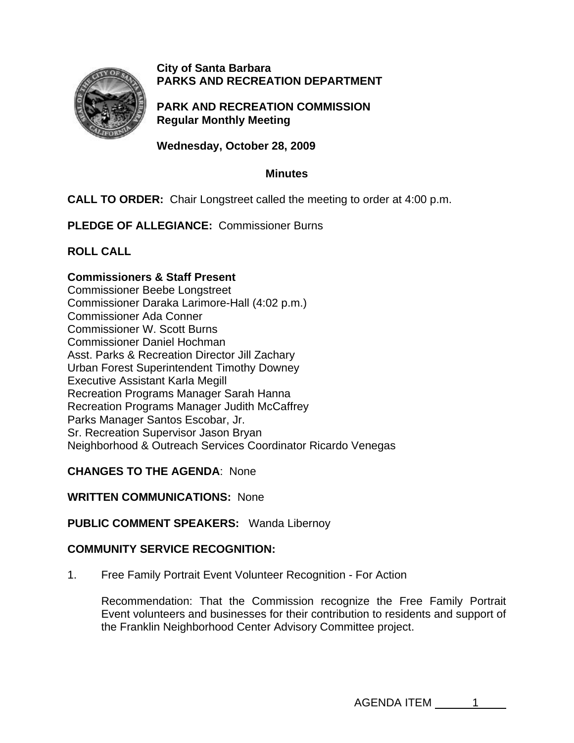**City of Santa Barbara**
**PARKS AND RECREATION DEPARTMENT**

**PARK AND RECREATION COMMISSION**
**Regular Monthly Meeting**

**Wednesday, October 28, 2009**

**Minutes**

**CALL TO ORDER:** Chair Longstreet called the meeting to order at 4:00 p.m.

**PLEDGE OF ALLEGIANCE:** Commissioner Burns

**ROLL CALL**

**Commissioners & Staff Present**
Commissioner Beebe Longstreet
Commissioner Daraka Larimore-Hall (4:02 p.m.)
Commissioner Ada Conner
Commissioner W. Scott Burns
Commissioner Daniel Hochman
Asst. Parks & Recreation Director Jill Zachary
Urban Forest Superintendent Timothy Downey
Executive Assistant Karla Megill
Recreation Programs Manager Sarah Hanna
Recreation Programs Manager Judith McCaffrey
Parks Manager Santos Escobar, Jr.
Sr. Recreation Supervisor Jason Bryan
Neighborhood & Outreach Services Coordinator Ricardo Venegas

**CHANGES TO THE AGENDA**: None

**WRITTEN COMMUNICATIONS:** None

**PUBLIC COMMENT SPEAKERS:** Wanda Libernoy

**COMMUNITY SERVICE RECOGNITION:**

1. Free Family Portrait Event Volunteer Recognition - For Action

   Recommendation: That the Commission recognize the Free Family Portrait Event volunteers and businesses for their contribution to residents and support of the Franklin Neighborhood Center Advisory Committee project.

AGENDA ITEM 1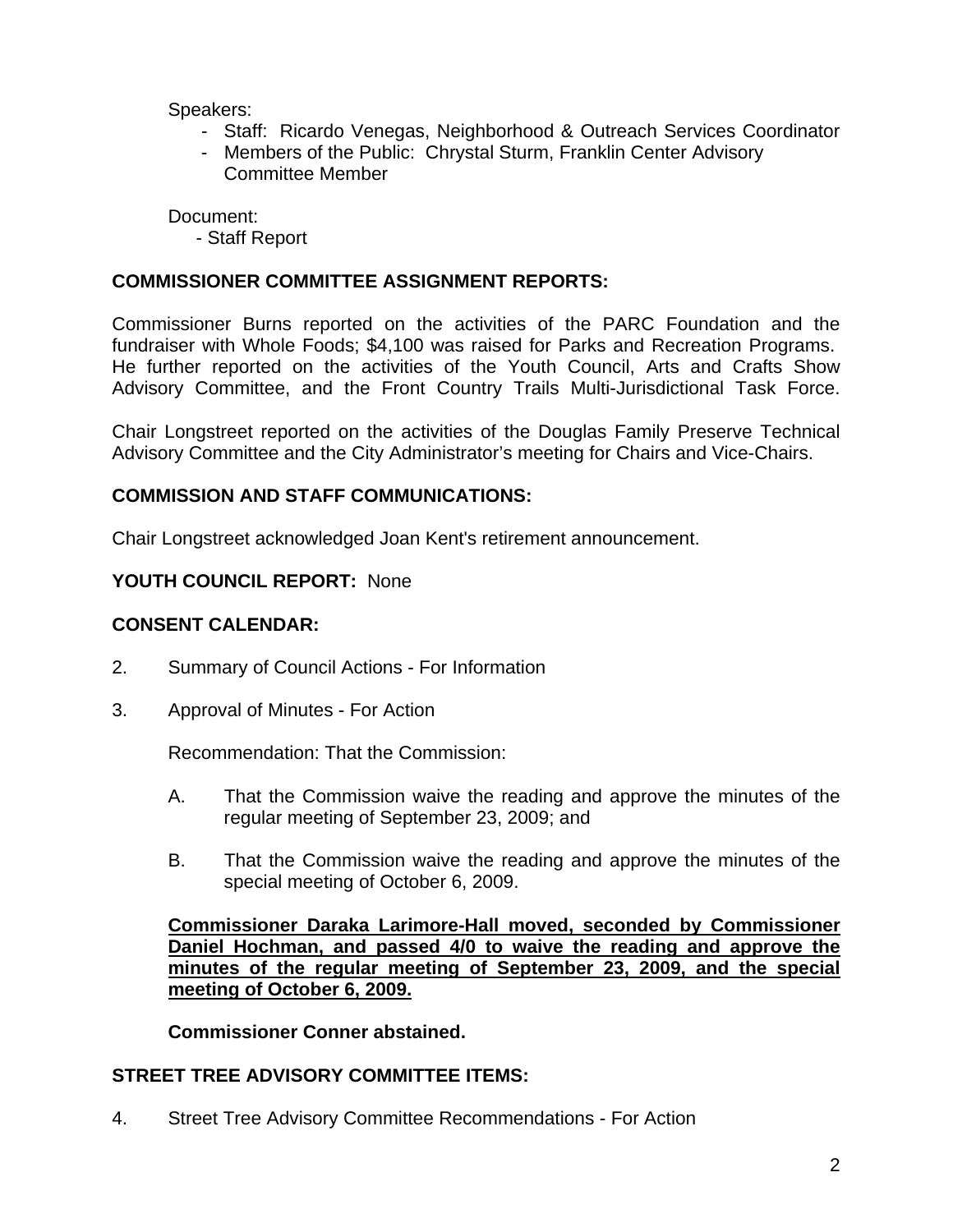Speakers:
- Staff: Ricardo Venegas, Neighborhood & Outreach Services Coordinator
- Members of the Public: Chrystal Sturm, Franklin Center Advisory Committee Member

Document:
- Staff Report

**COMMISSIONER COMMITTEE ASSIGNMENT REPORTS:**

Commissioner Burns reported on the activities of the PARC Foundation and the fundraiser with Whole Foods; $4,100 was raised for Parks and Recreation Programs. He further reported on the activities of the Youth Council, Arts and Crafts Show Advisory Committee, and the Front Country Trails Multi-Jurisdictional Task Force.

Chair Longstreet reported on the activities of the Douglas Family Preserve Technical Advisory Committee and the City Administrator's meeting for Chairs and Vice-Chairs.

**COMMISSION AND STAFF COMMUNICATIONS:**

Chair Longstreet acknowledged Joan Kent's retirement announcement.

**YOUTH COUNCIL REPORT:** None

**CONSENT CALENDAR:**

2. Summary of Council Actions - For Information

3. Approval of Minutes - For Action

   Recommendation: That the Commission:

   A. That the Commission waive the reading and approve the minutes of the regular meeting of September 23, 2009; and

   B. That the Commission waive the reading and approve the minutes of the special meeting of October 6, 2009.

   **<u>Commissioner Daraka Larimore-Hall moved, seconded by Commissioner Daniel Hochman, and passed 4/0 to waive the reading and approve the minutes of the regular meeting of September 23, 2009, and the special meeting of October 6, 2009.</u>**

   **Commissioner Conner abstained.**

**STREET TREE ADVISORY COMMITTEE ITEMS:**

4. Street Tree Advisory Committee Recommendations - For Action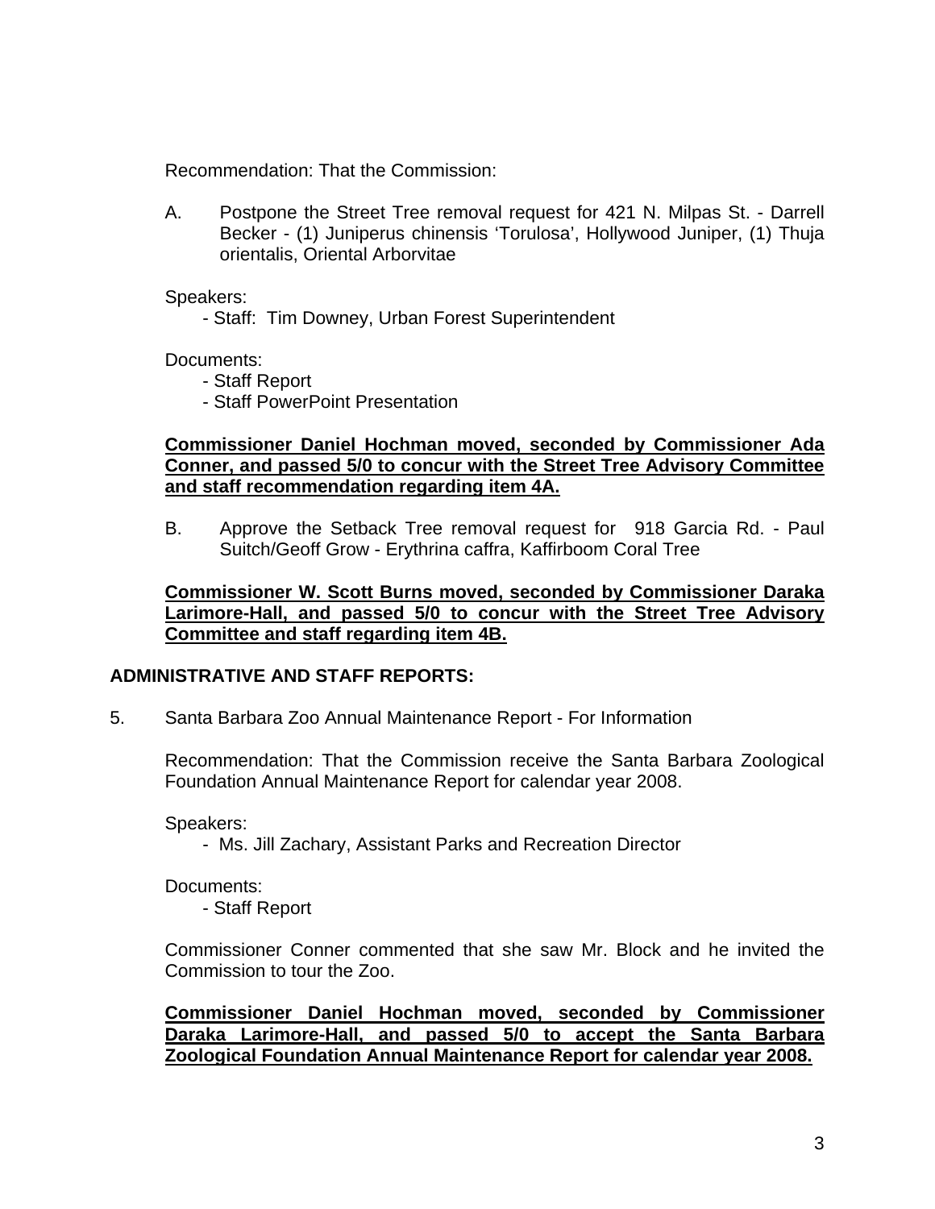Recommendation: That the Commission:

A. Postpone the Street Tree removal request for 421 N. Milpas St. - Darrell Becker - (1) Juniperus chinensis 'Torulosa', Hollywood Juniper, (1) Thuja orientalis, Oriental Arborvitae

Speakers:
- Staff: Tim Downey, Urban Forest Superintendent

Documents:
- Staff Report
- Staff PowerPoint Presentation

**Commissioner Daniel Hochman moved, seconded by Commissioner Ada Conner, and passed 5/0 to concur with the Street Tree Advisory Committee and staff recommendation regarding item 4A.**

B. Approve the Setback Tree removal request for 918 Garcia Rd. - Paul Suitch/Geoff Grow - Erythrina caffra, Kaffirboom Coral Tree

**Commissioner W. Scott Burns moved, seconded by Commissioner Daraka Larimore-Hall, and passed 5/0 to concur with the Street Tree Advisory Committee and staff regarding item 4B.**

## ADMINISTRATIVE AND STAFF REPORTS:

5. Santa Barbara Zoo Annual Maintenance Report - For Information

Recommendation: That the Commission receive the Santa Barbara Zoological Foundation Annual Maintenance Report for calendar year 2008.

Speakers:
- Ms. Jill Zachary, Assistant Parks and Recreation Director

Documents:
- Staff Report

Commissioner Conner commented that she saw Mr. Block and he invited the Commission to tour the Zoo.

**Commissioner Daniel Hochman moved, seconded by Commissioner Daraka Larimore-Hall, and passed 5/0 to accept the Santa Barbara Zoological Foundation Annual Maintenance Report for calendar year 2008.**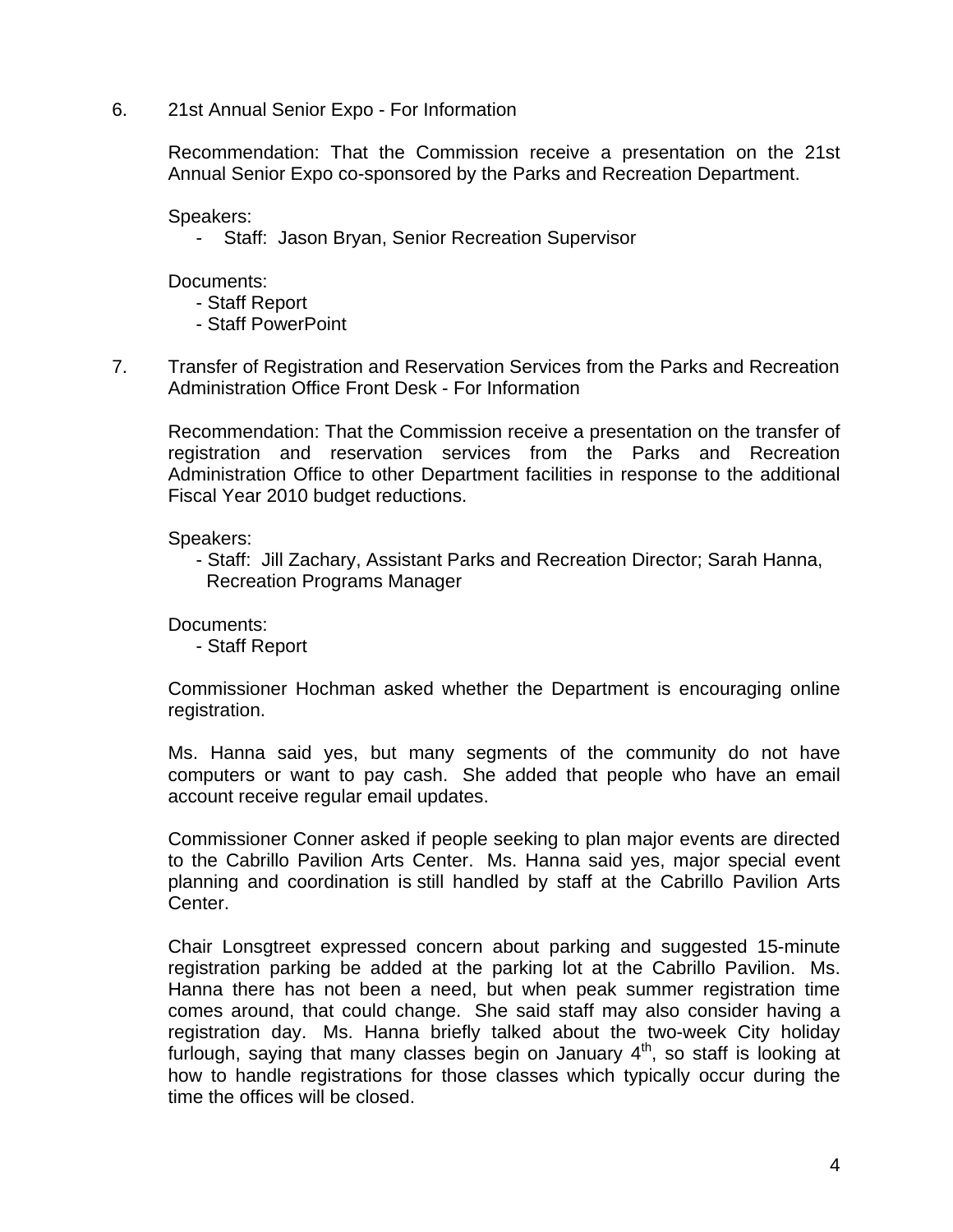6. 21st Annual Senior Expo - For Information

Recommendation: That the Commission receive a presentation on the 21st Annual Senior Expo co-sponsored by the Parks and Recreation Department.

Speakers:
- Staff: Jason Bryan, Senior Recreation Supervisor

Documents:
- Staff Report
- Staff PowerPoint

7. Transfer of Registration and Reservation Services from the Parks and Recreation Administration Office Front Desk - For Information

Recommendation: That the Commission receive a presentation on the transfer of registration and reservation services from the Parks and Recreation Administration Office to other Department facilities in response to the additional Fiscal Year 2010 budget reductions.

Speakers:
- Staff: Jill Zachary, Assistant Parks and Recreation Director; Sarah Hanna, Recreation Programs Manager

Documents:
- Staff Report

Commissioner Hochman asked whether the Department is encouraging online registration.

Ms. Hanna said yes, but many segments of the community do not have computers or want to pay cash. She added that people who have an email account receive regular email updates.

Commissioner Conner asked if people seeking to plan major events are directed to the Cabrillo Pavilion Arts Center. Ms. Hanna said yes, major special event planning and coordination is still handled by staff at the Cabrillo Pavilion Arts Center.

Chair Lonsgtreet expressed concern about parking and suggested 15-minute registration parking be added at the parking lot at the Cabrillo Pavilion. Ms. Hanna there has not been a need, but when peak summer registration time comes around, that could change. She said staff may also consider having a registration day. Ms. Hanna briefly talked about the two-week City holiday furlough, saying that many classes begin on January 4th, so staff is looking at how to handle registrations for those classes which typically occur during the time the offices will be closed.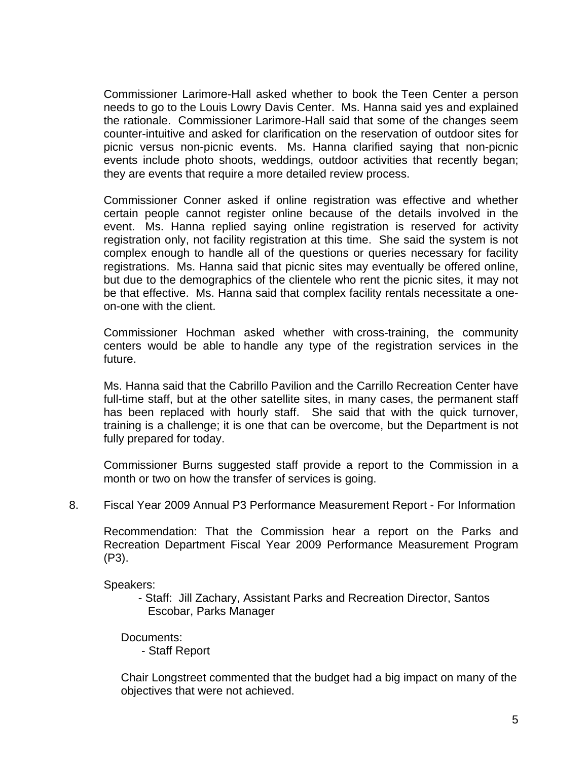Commissioner Larimore-Hall asked whether to book the Teen Center a person needs to go to the Louis Lowry Davis Center. Ms. Hanna said yes and explained the rationale. Commissioner Larimore-Hall said that some of the changes seem counter-intuitive and asked for clarification on the reservation of outdoor sites for picnic versus non-picnic events. Ms. Hanna clarified saying that non-picnic events include photo shoots, weddings, outdoor activities that recently began; they are events that require a more detailed review process.

Commissioner Conner asked if online registration was effective and whether certain people cannot register online because of the details involved in the event. Ms. Hanna replied saying online registration is reserved for activity registration only, not facility registration at this time. She said the system is not complex enough to handle all of the questions or queries necessary for facility registrations. Ms. Hanna said that picnic sites may eventually be offered online, but due to the demographics of the clientele who rent the picnic sites, it may not be that effective. Ms. Hanna said that complex facility rentals necessitate a one-on-one with the client.

Commissioner Hochman asked whether with cross-training, the community centers would be able to handle any type of the registration services in the future.

Ms. Hanna said that the Cabrillo Pavilion and the Carrillo Recreation Center have full-time staff, but at the other satellite sites, in many cases, the permanent staff has been replaced with hourly staff. She said that with the quick turnover, training is a challenge; it is one that can be overcome, but the Department is not fully prepared for today.

Commissioner Burns suggested staff provide a report to the Commission in a month or two on how the transfer of services is going.

8. Fiscal Year 2009 Annual P3 Performance Measurement Report - For Information

Recommendation: That the Commission hear a report on the Parks and Recreation Department Fiscal Year 2009 Performance Measurement Program (P3).

Speakers:

- Staff: Jill Zachary, Assistant Parks and Recreation Director, Santos Escobar, Parks Manager

Documents:

- Staff Report

Chair Longstreet commented that the budget had a big impact on many of the objectives that were not achieved.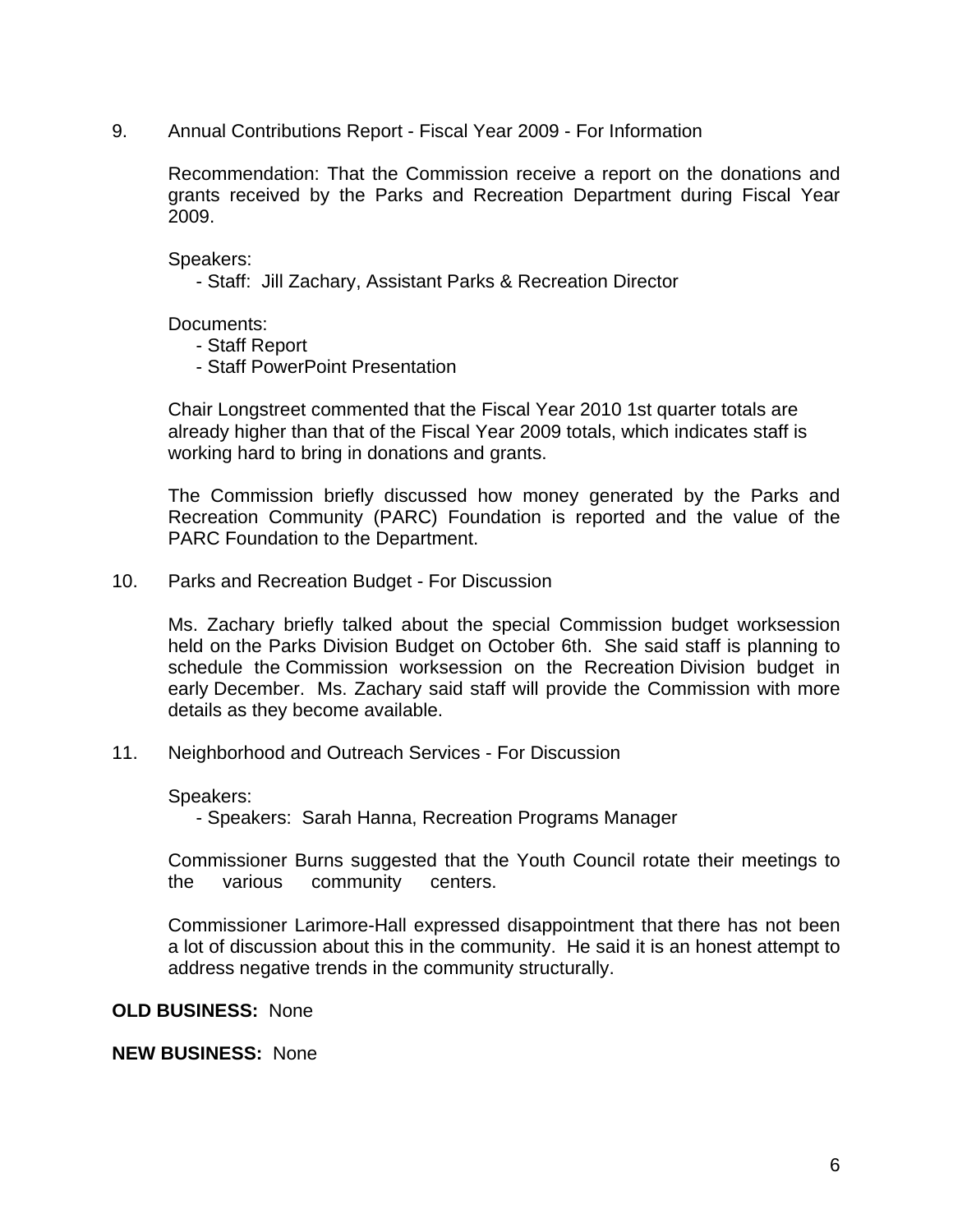9. Annual Contributions Report - Fiscal Year 2009 - For Information

   Recommendation: That the Commission receive a report on the donations and grants received by the Parks and Recreation Department during Fiscal Year 2009.

   Speakers:
   - Staff: Jill Zachary, Assistant Parks & Recreation Director

   Documents:
   - Staff Report
   - Staff PowerPoint Presentation

   Chair Longstreet commented that the Fiscal Year 2010 1st quarter totals are already higher than that of the Fiscal Year 2009 totals, which indicates staff is working hard to bring in donations and grants.

   The Commission briefly discussed how money generated by the Parks and Recreation Community (PARC) Foundation is reported and the value of the PARC Foundation to the Department.

10. Parks and Recreation Budget - For Discussion

    Ms. Zachary briefly talked about the special Commission budget worksession held on the Parks Division Budget on October 6th. She said staff is planning to schedule the Commission worksession on the Recreation Division budget in early December. Ms. Zachary said staff will provide the Commission with more details as they become available.

11. Neighborhood and Outreach Services - For Discussion

    Speakers:
    - Speakers: Sarah Hanna, Recreation Programs Manager

    Commissioner Burns suggested that the Youth Council rotate their meetings to the various community centers.

    Commissioner Larimore-Hall expressed disappointment that there has not been a lot of discussion about this in the community. He said it is an honest attempt to address negative trends in the community structurally.

**OLD BUSINESS:** None

**NEW BUSINESS:** None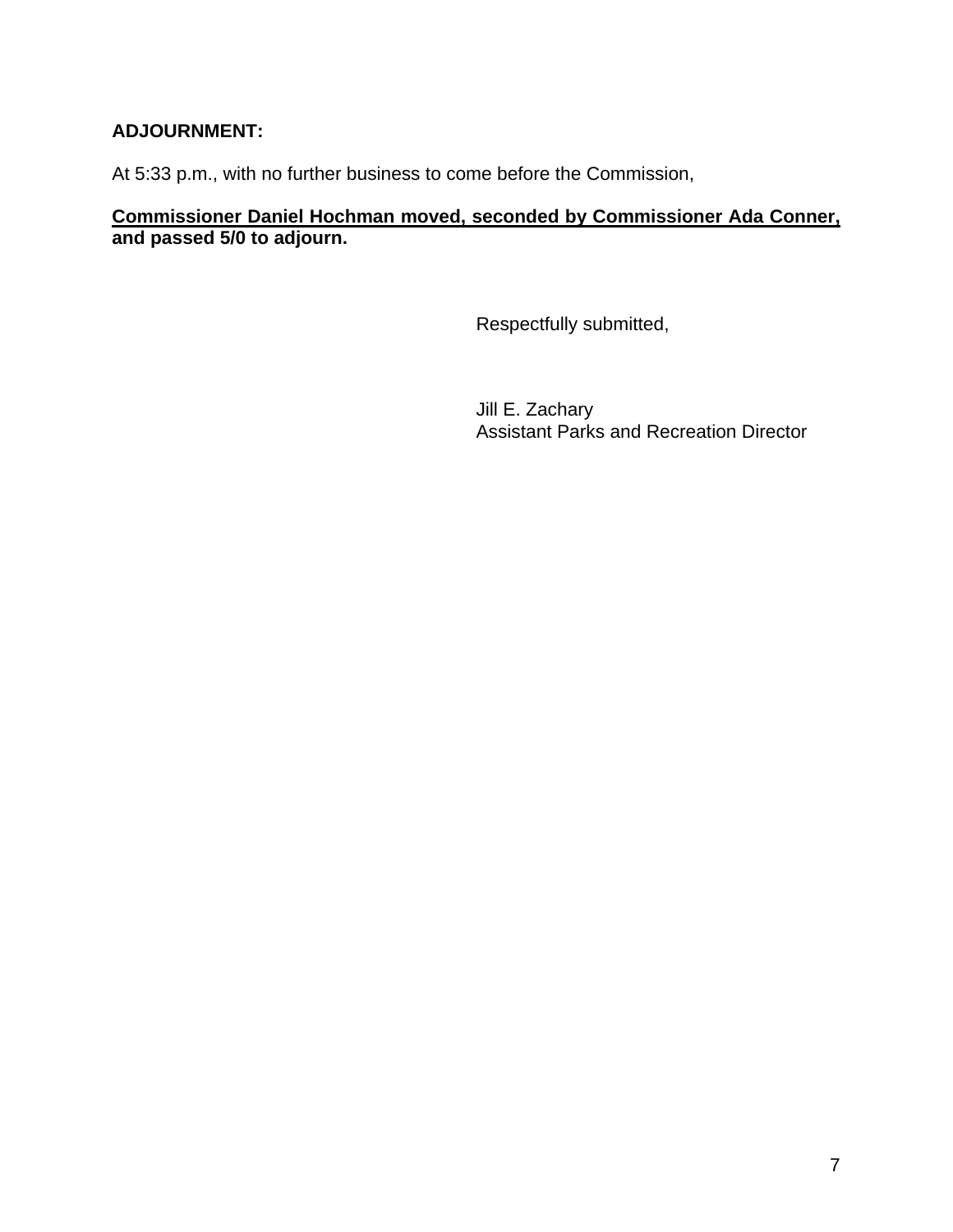**ADJOURNMENT:**

At 5:33 p.m., with no further business to come before the Commission,

**Commissioner Daniel Hochman moved, seconded by Commissioner Ada Conner, and passed 5/0 to adjourn.**

Respectfully submitted,

Jill E. Zachary
Assistant Parks and Recreation Director